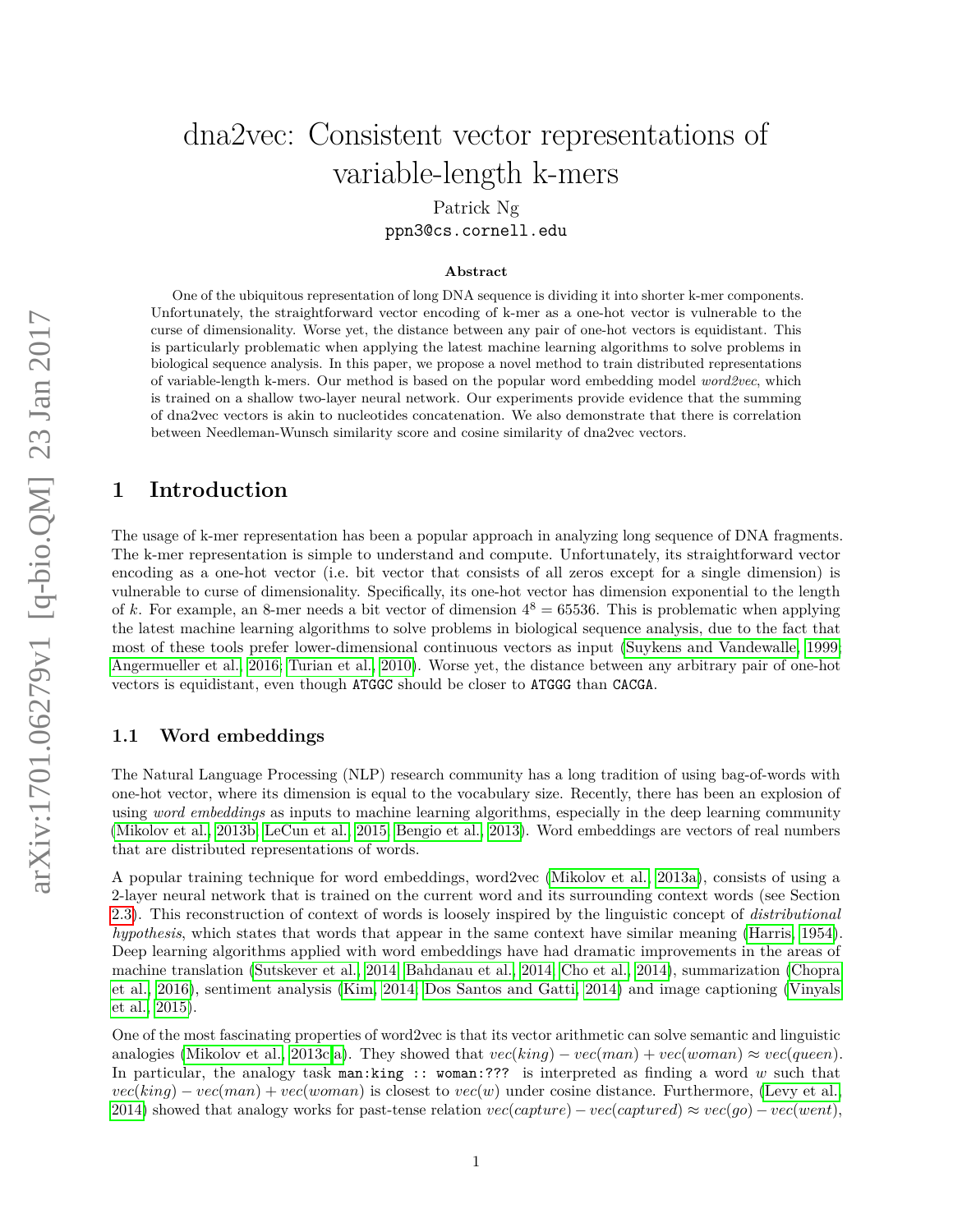# dna2vec: Consistent vector representations of variable-length k-mers

Patrick Ng

ppn3@cs.cornell.edu

### Abstract

One of the ubiquitous representation of long DNA sequence is dividing it into shorter k-mer components. Unfortunately, the straightforward vector encoding of k-mer as a one-hot vector is vulnerable to the curse of dimensionality. Worse yet, the distance between any pair of one-hot vectors is equidistant. This is particularly problematic when applying the latest machine learning algorithms to solve problems in biological sequence analysis. In this paper, we propose a novel method to train distributed representations of variable-length k-mers. Our method is based on the popular word embedding model *word2vec*, which is trained on a shallow two-layer neural network. Our experiments provide evidence that the summing of dna2vec vectors is akin to nucleotides concatenation. We also demonstrate that there is correlation between Needleman-Wunsch similarity score and cosine similarity of dna2vec vectors.

## 1 Introduction

The usage of k-mer representation has been a popular approach in analyzing long sequence of DNA fragments. The k-mer representation is simple to understand and compute. Unfortunately, its straightforward vector encoding as a one-hot vector (i.e. bit vector that consists of all zeros except for a single dimension) is vulnerable to curse of dimensionality. Specifically, its one-hot vector has dimension exponential to the length of $k$. For example, an 8-mer needs a bit vector of dimension $4^8 = 65536$. This is problematic when applying the latest machine learning algorithms to solve problems in biological sequence analysis, due to the fact that most of these tools prefer lower-dimensional continuous vectors as input (Suykens and Vandewalle, 1999; Angermueller et al., 2016; Turian et al., 2010). Worse yet, the distance between any arbitrary pair of one-hot vectors is equidistant, even though `ATGGC` should be closer to `ATGGG` than `CACGA`.

### 1.1 Word embeddings

The Natural Language Processing (NLP) research community has a long tradition of using bag-of-words with one-hot vector, where its dimension is equal to the vocabulary size. Recently, there has been an explosion of using *word embeddings* as inputs to machine learning algorithms, especially in the deep learning community (Mikolov et al., 2013b; LeCun et al., 2015; Bengio et al., 2013). Word embeddings are vectors of real numbers that are distributed representations of words.

A popular training technique for word embeddings, word2vec (Mikolov et al., 2013a), consists of using a 2-layer neural network that is trained on the current word and its surrounding context words (see Section 2.3). This reconstruction of context of words is loosely inspired by the linguistic concept of *distributional hypothesis*, which states that words that appear in the same context have similar meaning (Harris, 1954). Deep learning algorithms applied with word embeddings have had dramatic improvements in the areas of machine translation (Sutskever et al., 2014; Bahdanau et al., 2014; Cho et al., 2014), summarization (Chopra et al., 2016), sentiment analysis (Kim, 2014; Dos Santos and Gatti, 2014) and image captioning (Vinyals et al., 2015).

One of the most fascinating properties of word2vec is that its vector arithmetic can solve semantic and linguistic analogies (Mikolov et al., 2013c,a). They showed that $vec(king) - vec(man) + vec(woman) \approx vec(queen)$. In particular, the analogy task `man:king :: woman:???` is interpreted as finding a word $w$ such that $vec(king) - vec(man) + vec(woman)$ is closest to $vec(w)$ under cosine distance. Furthermore, (Levy et al., 2014) showed that analogy works for past-tense relation $vec(capture) - vec(captured) \approx vec(go) - vec(went)$,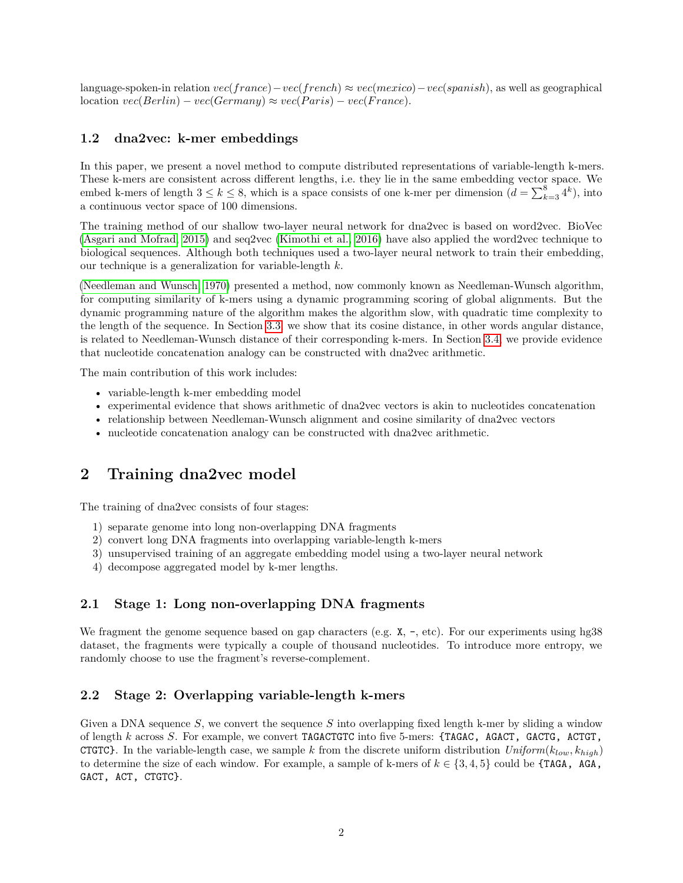language-spoken-in relation $vec(france) - vec(french) \approx vec(mexico) - vec(spanish)$, as well as geographical location $vec(Berlin) - vec(Germany) \approx vec(Paris) - vec(France)$.

### 1.2 dna2vec: k-mer embeddings

In this paper, we present a novel method to compute distributed representations of variable-length k-mers. These k-mers are consistent across different lengths, i.e. they lie in the same embedding vector space. We embed k-mers of length $3 \leq k \leq 8$, which is a space consists of one k-mer per dimension ($d = \sum_{k=3}^{8} 4^k$), into a continuous vector space of 100 dimensions.

The training method of our shallow two-layer neural network for dna2vec is based on word2vec. BioVec (Asgari and Mofrad, 2015) and seq2vec (Kimothi et al., 2016) have also applied the word2vec technique to biological sequences. Although both techniques used a two-layer neural network to train their embedding, our technique is a generalization for variable-length $k$.

(Needleman and Wunsch, 1970) presented a method, now commonly known as Needleman-Wunsch algorithm, for computing similarity of k-mers using a dynamic programming scoring of global alignments. But the dynamic programming nature of the algorithm makes the algorithm slow, with quadratic time complexity to the length of the sequence. In Section 3.3, we show that its cosine distance, in other words angular distance, is related to Needleman-Wunsch distance of their corresponding k-mers. In Section 3.4, we provide evidence that nucleotide concatenation analogy can be constructed with dna2vec arithmetic.

The main contribution of this work includes:

- variable-length k-mer embedding model
- experimental evidence that shows arithmetic of dna2vec vectors is akin to nucleotides concatenation
- relationship between Needleman-Wunsch alignment and cosine similarity of dna2vec vectors
- nucleotide concatenation analogy can be constructed with dna2vec arithmetic.

## 2 Training dna2vec model

The training of dna2vec consists of four stages:

1) separate genome into long non-overlapping DNA fragments
2) convert long DNA fragments into overlapping variable-length k-mers
3) unsupervised training of an aggregate embedding model using a two-layer neural network
4) decompose aggregated model by k-mer lengths.

### 2.1 Stage 1: Long non-overlapping DNA fragments

We fragment the genome sequence based on gap characters (e.g. `X`, `-`, etc). For our experiments using hg38 dataset, the fragments were typically a couple of thousand nucleotides. To introduce more entropy, we randomly choose to use the fragment's reverse-complement.

### 2.2 Stage 2: Overlapping variable-length k-mers

Given a DNA sequence $S$, we convert the sequence $S$ into overlapping fixed length k-mer by sliding a window of length $k$ across $S$. For example, we convert `TAGACTGTC` into five 5-mers: `{TAGAC, AGACT, GACTG, ACTGT, CTGTC}`. In the variable-length case, we sample $k$ from the discrete uniform distribution $Uniform(k_{low}, k_{high})$ to determine the size of each window. For example, a sample of k-mers of $k \in \{3, 4, 5\}$ could be `{TAGA, AGA, GACT, ACT, CTGTC}`.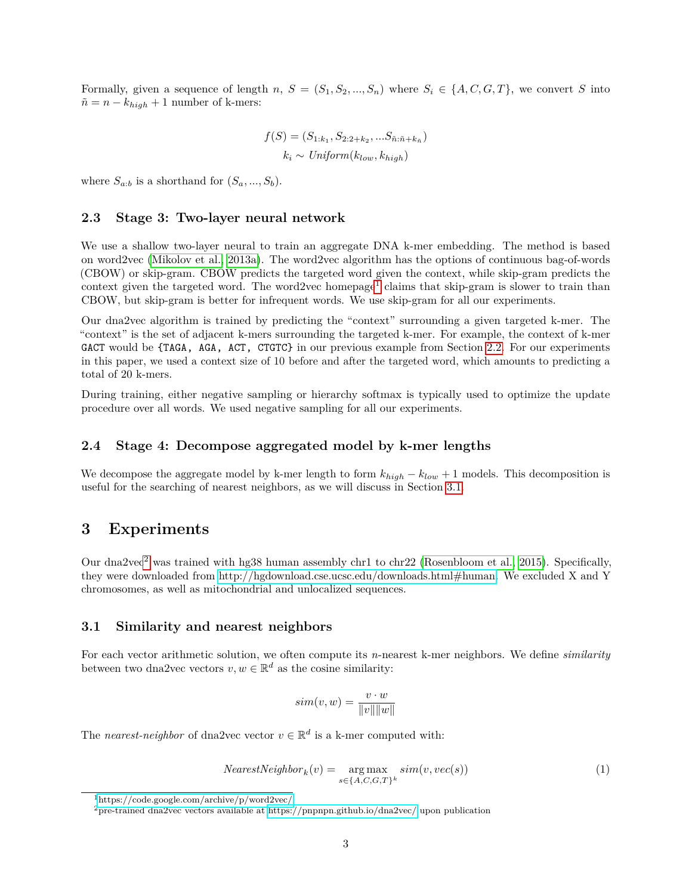Formally, given a sequence of length $n$, $S = (S_1, S_2, ..., S_n)$ where $S_i \in \{A, C, G, T\}$, we convert $S$ into $\tilde{n} = n - k_{high} + 1$ number of k-mers:

$$f(S) = (S_{1:k_1}, S_{2:2+k_2}, ...S_{\tilde{n}:\tilde{n}+k_{\tilde{n}}})$$
$$k_i \sim Uniform(k_{low}, k_{high})$$

where $S_{a:b}$ is a shorthand for $(S_a, ..., S_b)$.

### 2.3 Stage 3: Two-layer neural network

We use a shallow two-layer neural to train an aggregate DNA k-mer embedding. The method is based on word2vec (Mikolov et al., 2013a). The word2vec algorithm has the options of continuous bag-of-words (CBOW) or skip-gram. CBOW predicts the targeted word given the context, while skip-gram predicts the context given the targeted word. The word2vec homepage[1] claims that skip-gram is slower to train than CBOW, but skip-gram is better for infrequent words. We use skip-gram for all our experiments.

Our dna2vec algorithm is trained by predicting the "context" surrounding a given targeted k-mer. The "context" is the set of adjacent k-mers surrounding the targeted k-mer. For example, the context of k-mer `GACT` would be `{TAGA, AGA, ACT, CTGTC}` in our previous example from Section 2.2. For our experiments in this paper, we used a context size of 10 before and after the targeted word, which amounts to predicting a total of 20 k-mers.

During training, either negative sampling or hierarchy softmax is typically used to optimize the update procedure over all words. We used negative sampling for all our experiments.

### 2.4 Stage 4: Decompose aggregated model by k-mer lengths

We decompose the aggregate model by k-mer length to form $k_{high} - k_{low} + 1$ models. This decomposition is useful for the searching of nearest neighbors, as we will discuss in Section 3.1.

## 3 Experiments

Our dna2vec[2] was trained with hg38 human assembly chr1 to chr22 (Rosenbloom et al., 2015). Specifically, they were downloaded from http://hgdownload.cse.ucsc.edu/downloads.html#human. We excluded X and Y chromosomes, as well as mitochondrial and unlocalized sequences.

### 3.1 Similarity and nearest neighbors

For each vector arithmetic solution, we often compute its $n$-nearest k-mer neighbors. We define *similarity* between two dna2vec vectors $v, w \in \mathbb{R}^d$ as the cosine similarity:

$$sim(v, w) = \frac{v \cdot w}{\|v\| \|w\|}$$

The *nearest-neighbor* of dna2vec vector $v \in \mathbb{R}^d$ is a k-mer computed with:

$$NearestNeighbor_k(v) = \underset{s \in \{A,C,G,T\}^k}{\arg\max} \; sim(v, vec(s)) \tag{1}$$

[1] https://code.google.com/archive/p/word2vec/

[2] pre-trained dna2vec vectors available at https://pnpnpn.github.io/dna2vec/ upon publication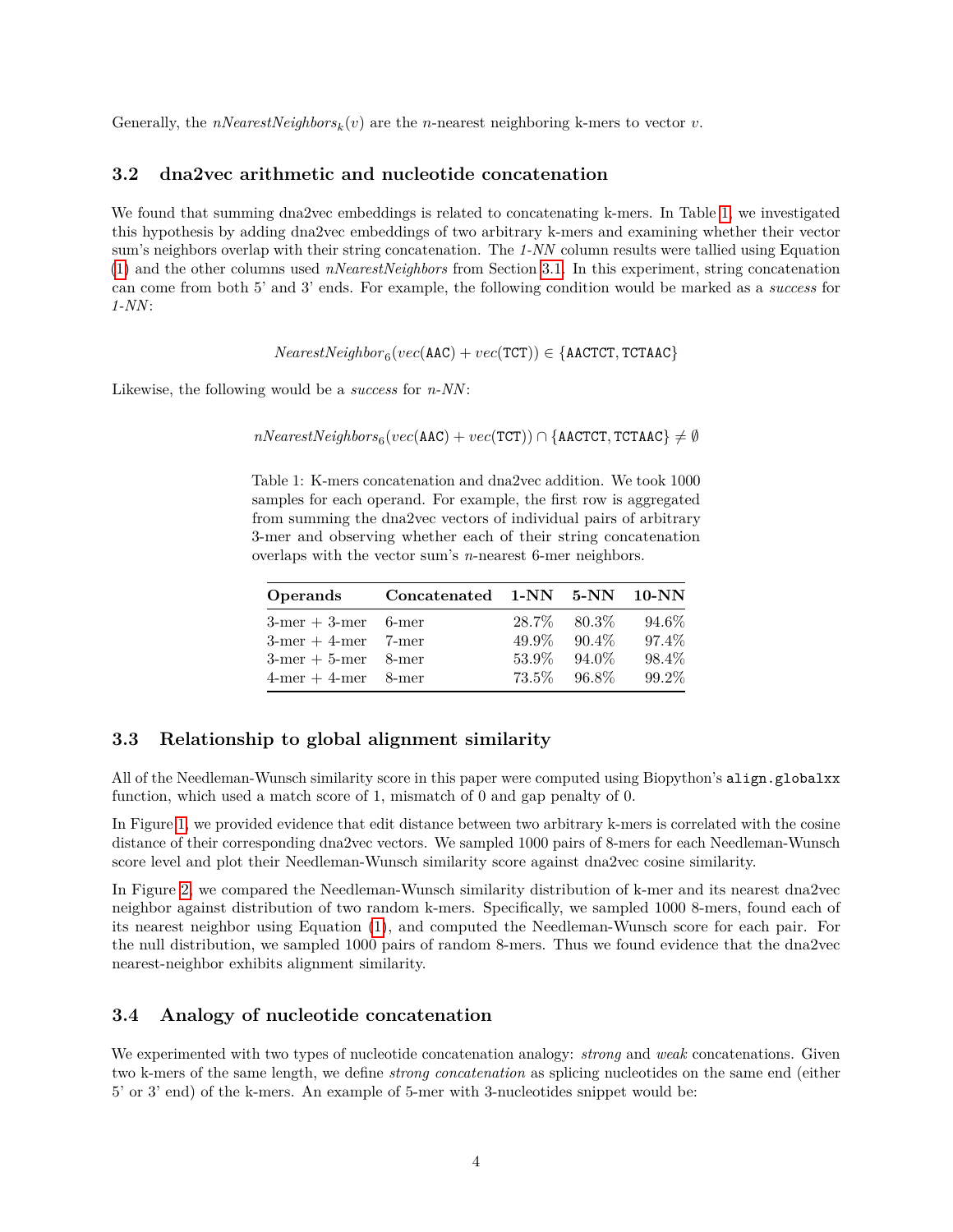Generally, the $nNearestNeighbors_k(v)$ are the $n$-nearest neighboring k-mers to vector $v$.

### 3.2 dna2vec arithmetic and nucleotide concatenation

We found that summing dna2vec embeddings is related to concatenating k-mers. In Table 1, we investigated this hypothesis by adding dna2vec embeddings of two arbitrary k-mers and examining whether their vector sum's neighbors overlap with their string concatenation. The *1-NN* column results were tallied using Equation (1) and the other columns used *nNearestNeighbors* from Section 3.1. In this experiment, string concatenation can come from both 5' and 3' ends. For example, the following condition would be marked as a *success* for *1-NN*:

$$NearestNeighbor_6(vec(\texttt{AAC}) + vec(\texttt{TCT})) \in \{\texttt{AACTCT}, \texttt{TCTAAC}\}$$

Likewise, the following would be a *success* for *n-NN*:

$$nNearestNeighbors_6(vec(\texttt{AAC}) + vec(\texttt{TCT})) \cap \{\texttt{AACTCT}, \texttt{TCTAAC}\} \neq \emptyset$$

Table 1: K-mers concatenation and dna2vec addition. We took 1000 samples for each operand. For example, the first row is aggregated from summing the dna2vec vectors of individual pairs of arbitrary 3-mer and observing whether each of their string concatenation overlaps with the vector sum's $n$-nearest 6-mer neighbors.

| **Operands** | **Concatenated** | **1-NN** | **5-NN** | **10-NN** |
|---|---|---|---|---|
| 3-mer + 3-mer | 6-mer | 28.7% | 80.3% | 94.6% |
| 3-mer + 4-mer | 7-mer | 49.9% | 90.4% | 97.4% |
| 3-mer + 5-mer | 8-mer | 53.9% | 94.0% | 98.4% |
| 4-mer + 4-mer | 8-mer | 73.5% | 96.8% | 99.2% |

### 3.3 Relationship to global alignment similarity

All of the Needleman-Wunsch similarity score in this paper were computed using Biopython's `align.globalxx` function, which used a match score of 1, mismatch of 0 and gap penalty of 0.

In Figure 1, we provided evidence that edit distance between two arbitrary k-mers is correlated with the cosine distance of their corresponding dna2vec vectors. We sampled 1000 pairs of 8-mers for each Needleman-Wunsch score level and plot their Needleman-Wunsch similarity score against dna2vec cosine similarity.

In Figure 2, we compared the Needleman-Wunsch similarity distribution of k-mer and its nearest dna2vec neighbor against distribution of two random k-mers. Specifically, we sampled 1000 8-mers, found each of its nearest neighbor using Equation (1), and computed the Needleman-Wunsch score for each pair. For the null distribution, we sampled 1000 pairs of random 8-mers. Thus we found evidence that the dna2vec nearest-neighbor exhibits alignment similarity.

### 3.4 Analogy of nucleotide concatenation

We experimented with two types of nucleotide concatenation analogy: *strong* and *weak* concatenations. Given two k-mers of the same length, we define *strong concatenation* as splicing nucleotides on the same end (either 5' or 3' end) of the k-mers. An example of 5-mer with 3-nucleotides snippet would be: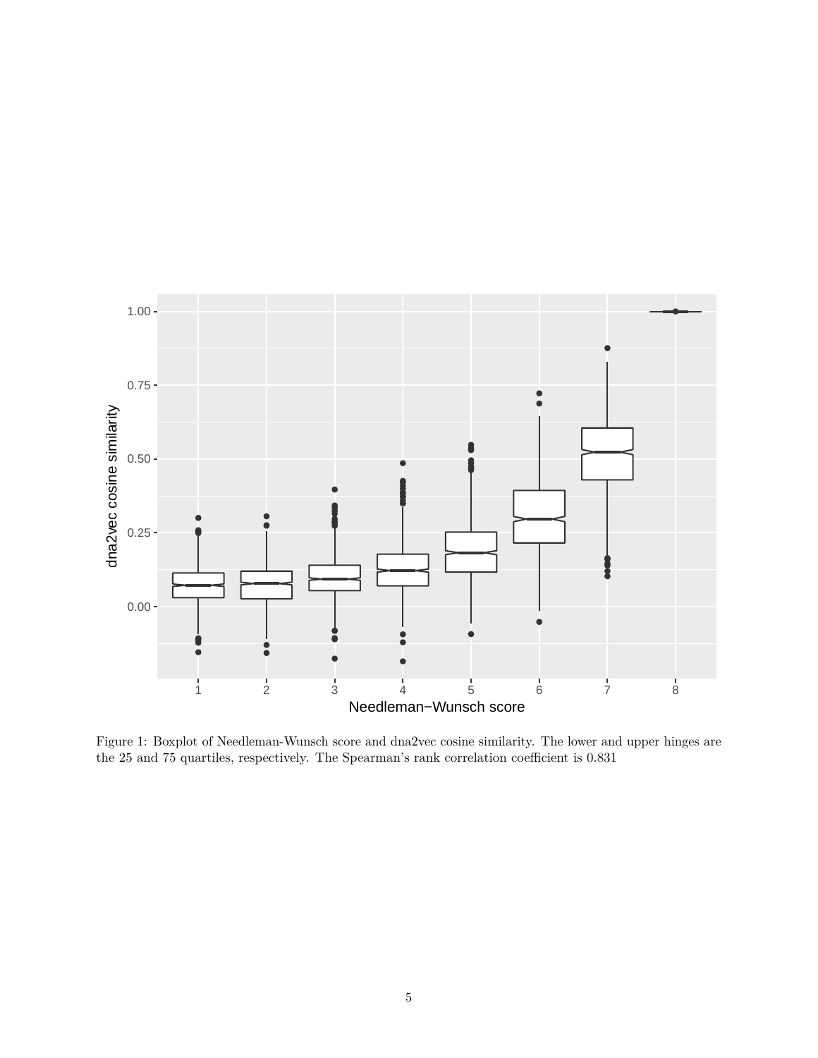Figure 1: Boxplot of Needleman-Wunsch score and dna2vec cosine similarity. The lower and upper hinges are the 25 and 75 quartiles, respectively. The Spearman's rank correlation coefficient is 0.831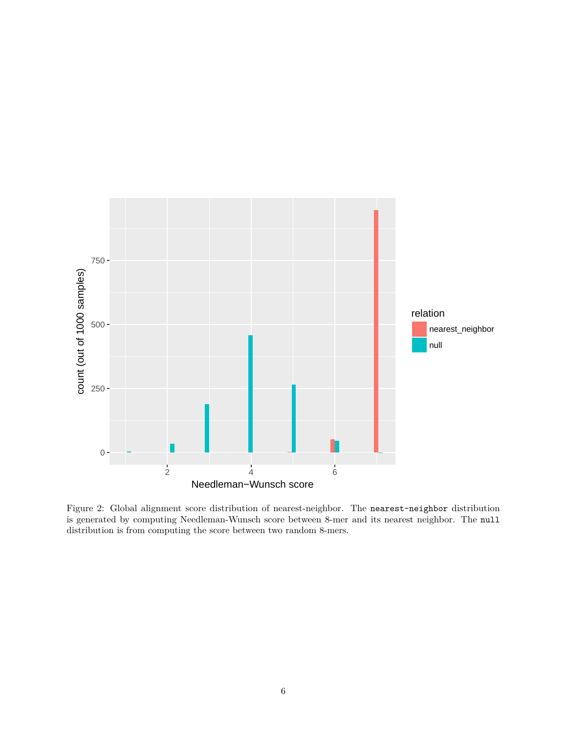Figure 2: Global alignment score distribution of nearest-neighbor. The `nearest-neighbor` distribution is generated by computing Needleman-Wunsch score between 8-mer and its nearest neighbor. The `null` distribution is from computing the score between two random 8-mers.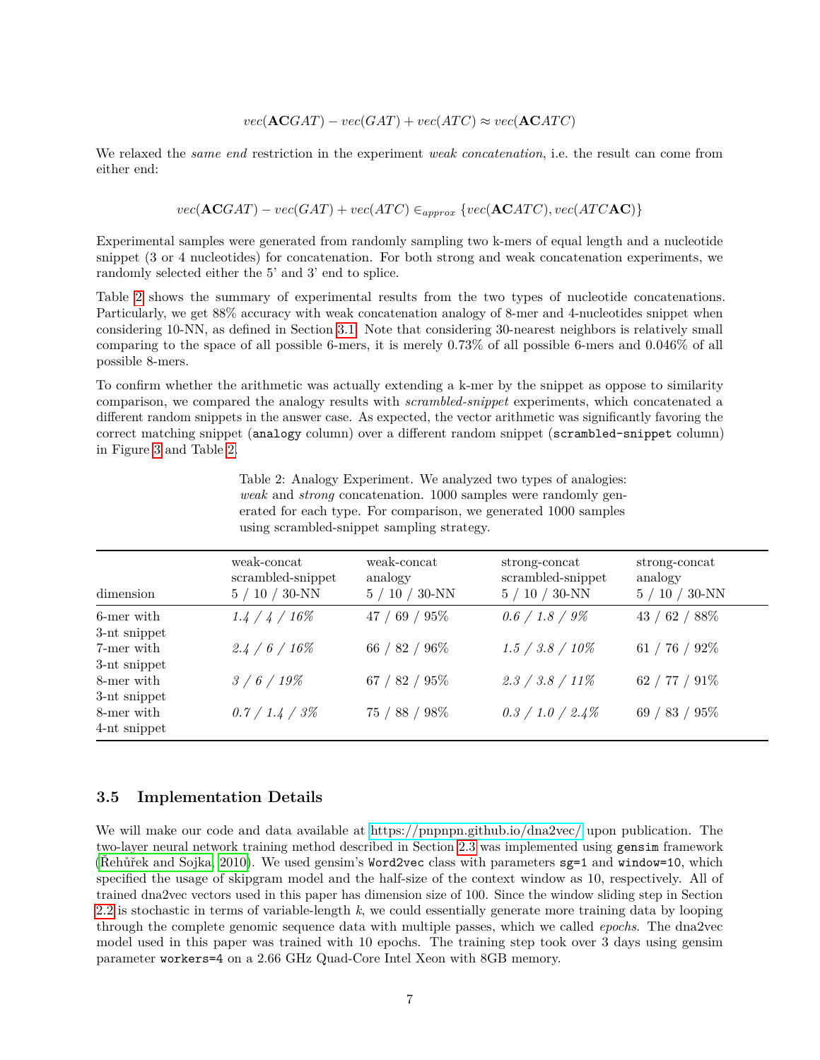$$vec(\mathbf{AC}GAT) - vec(GAT) + vec(ATC) \approx vec(\mathbf{AC}ATC)$$

We relaxed the *same end* restriction in the experiment *weak concatenation*, i.e. the result can come from either end:

$$vec(\mathbf{AC}GAT) - vec(GAT) + vec(ATC) \in_{approx} \{vec(\mathbf{AC}ATC), vec(ATC\mathbf{AC})\}$$

Experimental samples were generated from randomly sampling two k-mers of equal length and a nucleotide snippet (3 or 4 nucleotides) for concatenation. For both strong and weak concatenation experiments, we randomly selected either the 5' and 3' end to splice.

Table 2 shows the summary of experimental results from the two types of nucleotide concatenations. Particularly, we get 88% accuracy with weak concatenation analogy of 8-mer and 4-nucleotides snippet when considering 10-NN, as defined in Section 3.1. Note that considering 30-nearest neighbors is relatively small comparing to the space of all possible 6-mers, it is merely 0.73% of all possible 6-mers and 0.046% of all possible 8-mers.

To confirm whether the arithmetic was actually extending a k-mer by the snippet as oppose to similarity comparison, we compared the analogy results with *scrambled-snippet* experiments, which concatenated a different random snippets in the answer case. As expected, the vector arithmetic was significantly favoring the correct matching snippet (`analogy` column) over a different random snippet (`scrambled-snippet` column) in Figure 3 and Table 2.

Table 2: Analogy Experiment. We analyzed two types of analogies: *weak* and *strong* concatenation. 1000 samples were randomly generated for each type. For comparison, we generated 1000 samples using scrambled-snippet sampling strategy.

| dimension | weak-concat scrambled-snippet 5 / 10 / 30-NN | weak-concat analogy 5 / 10 / 30-NN | strong-concat scrambled-snippet 5 / 10 / 30-NN | strong-concat analogy 5 / 10 / 30-NN |
|---|---|---|---|---|
| 6-mer with 3-nt snippet | *1.4 / 4 / 16%* | 47 / 69 / 95% | *0.6 / 1.8 / 9%* | 43 / 62 / 88% |
| 7-mer with 3-nt snippet | *2.4 / 6 / 16%* | 66 / 82 / 96% | *1.5 / 3.8 / 10%* | 61 / 76 / 92% |
| 8-mer with 3-nt snippet | *3 / 6 / 19%* | 67 / 82 / 95% | *2.3 / 3.8 / 11%* | 62 / 77 / 91% |
| 8-mer with 4-nt snippet | *0.7 / 1.4 / 3%* | 75 / 88 / 98% | *0.3 / 1.0 / 2.4%* | 69 / 83 / 95% |

### 3.5 Implementation Details

We will make our code and data available at https://pnpnpn.github.io/dna2vec/ upon publication. The two-layer neural network training method described in Section 2.3 was implemented using `gensim` framework (Řehůřek and Sojka, 2010). We used gensim's `Word2vec` class with parameters `sg=1` and `window=10`, which specified the usage of skipgram model and the half-size of the context window as 10, respectively. All of trained dna2vec vectors used in this paper has dimension size of 100. Since the window sliding step in Section 2.2 is stochastic in terms of variable-length $k$, we could essentially generate more training data by looping through the complete genomic sequence data with multiple passes, which we called *epochs*. The dna2vec model used in this paper was trained with 10 epochs. The training step took over 3 days using gensim parameter `workers=4` on a 2.66 GHz Quad-Core Intel Xeon with 8GB memory.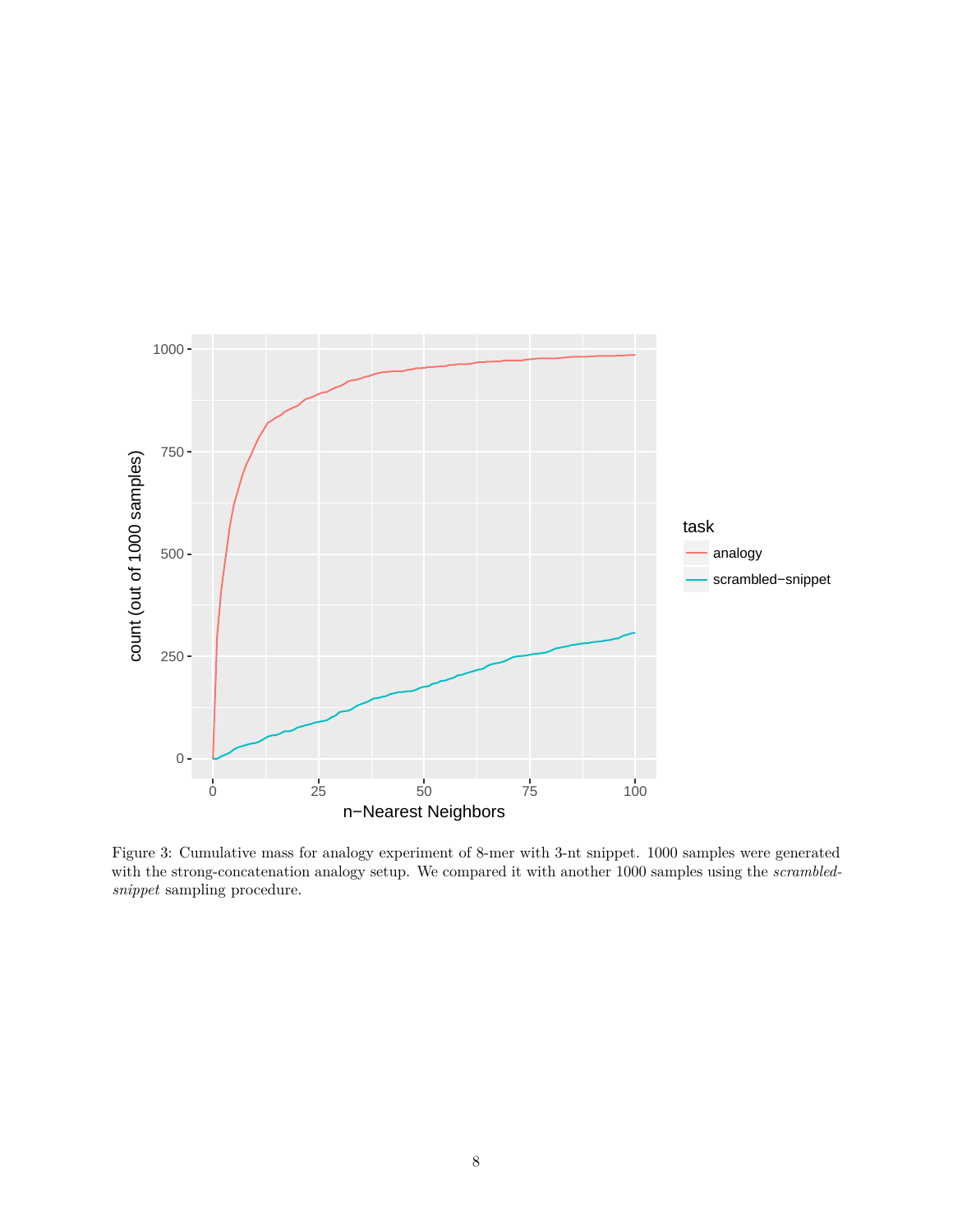Figure 3: Cumulative mass for analogy experiment of 8-mer with 3-nt snippet. 1000 samples were generated with the strong-concatenation analogy setup. We compared it with another 1000 samples using the *scrambled-snippet* sampling procedure.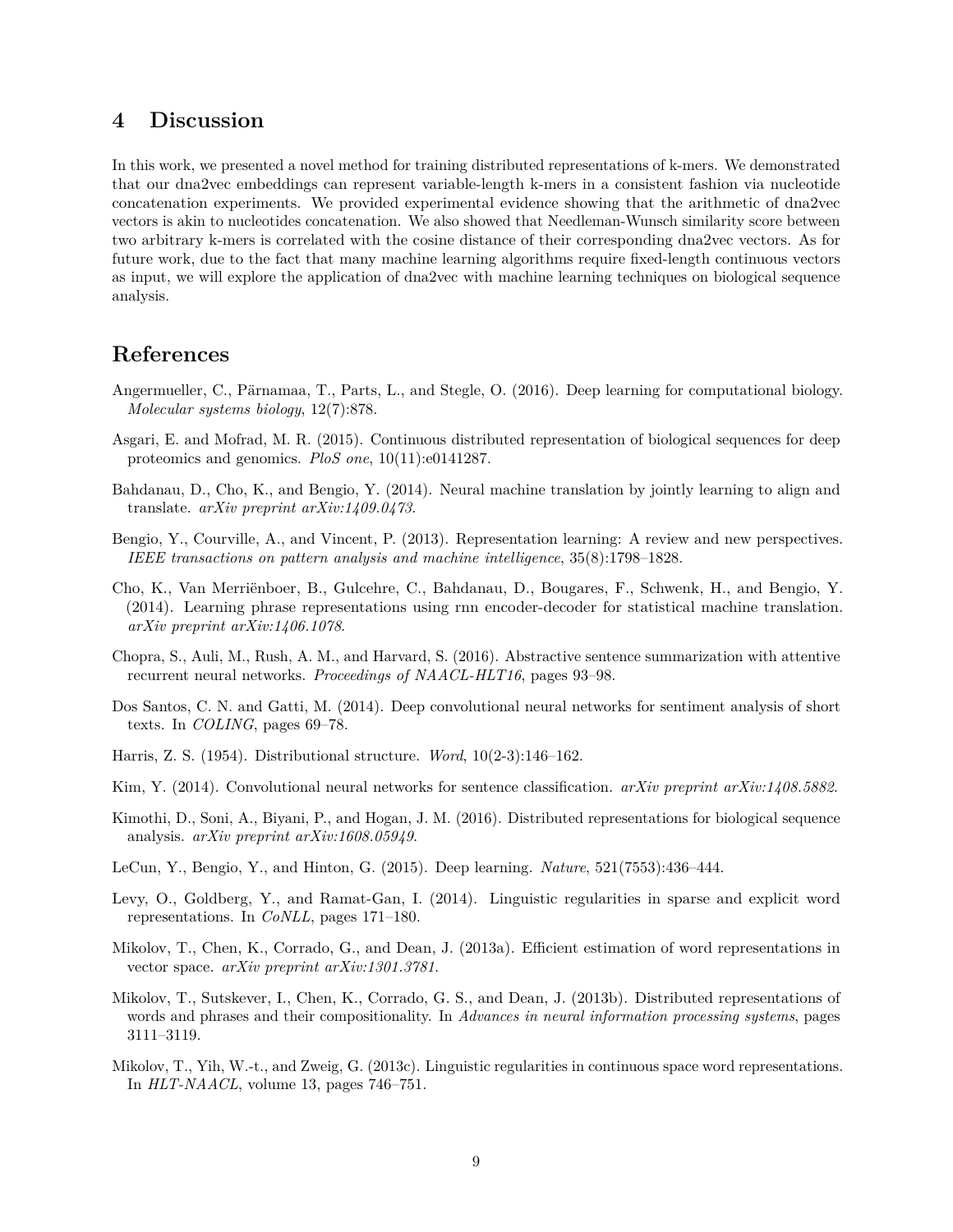## 4 Discussion

In this work, we presented a novel method for training distributed representations of k-mers. We demonstrated that our dna2vec embeddings can represent variable-length k-mers in a consistent fashion via nucleotide concatenation experiments. We provided experimental evidence showing that the arithmetic of dna2vec vectors is akin to nucleotides concatenation. We also showed that Needleman-Wunsch similarity score between two arbitrary k-mers is correlated with the cosine distance of their corresponding dna2vec vectors. As for future work, due to the fact that many machine learning algorithms require fixed-length continuous vectors as input, we will explore the application of dna2vec with machine learning techniques on biological sequence analysis.

## References

Angermueller, C., Pärnamaa, T., Parts, L., and Stegle, O. (2016). Deep learning for computational biology. *Molecular systems biology*, 12(7):878.

Asgari, E. and Mofrad, M. R. (2015). Continuous distributed representation of biological sequences for deep proteomics and genomics. *PloS one*, 10(11):e0141287.

Bahdanau, D., Cho, K., and Bengio, Y. (2014). Neural machine translation by jointly learning to align and translate. *arXiv preprint arXiv:1409.0473*.

Bengio, Y., Courville, A., and Vincent, P. (2013). Representation learning: A review and new perspectives. *IEEE transactions on pattern analysis and machine intelligence*, 35(8):1798–1828.

Cho, K., Van Merriënboer, B., Gulcehre, C., Bahdanau, D., Bougares, F., Schwenk, H., and Bengio, Y. (2014). Learning phrase representations using rnn encoder-decoder for statistical machine translation. *arXiv preprint arXiv:1406.1078*.

Chopra, S., Auli, M., Rush, A. M., and Harvard, S. (2016). Abstractive sentence summarization with attentive recurrent neural networks. *Proceedings of NAACL-HLT16*, pages 93–98.

Dos Santos, C. N. and Gatti, M. (2014). Deep convolutional neural networks for sentiment analysis of short texts. In *COLING*, pages 69–78.

Harris, Z. S. (1954). Distributional structure. *Word*, 10(2-3):146–162.

Kim, Y. (2014). Convolutional neural networks for sentence classification. *arXiv preprint arXiv:1408.5882*.

Kimothi, D., Soni, A., Biyani, P., and Hogan, J. M. (2016). Distributed representations for biological sequence analysis. *arXiv preprint arXiv:1608.05949*.

LeCun, Y., Bengio, Y., and Hinton, G. (2015). Deep learning. *Nature*, 521(7553):436–444.

Levy, O., Goldberg, Y., and Ramat-Gan, I. (2014). Linguistic regularities in sparse and explicit word representations. In *CoNLL*, pages 171–180.

Mikolov, T., Chen, K., Corrado, G., and Dean, J. (2013a). Efficient estimation of word representations in vector space. *arXiv preprint arXiv:1301.3781*.

Mikolov, T., Sutskever, I., Chen, K., Corrado, G. S., and Dean, J. (2013b). Distributed representations of words and phrases and their compositionality. In *Advances in neural information processing systems*, pages 3111–3119.

Mikolov, T., Yih, W.-t., and Zweig, G. (2013c). Linguistic regularities in continuous space word representations. In *HLT-NAACL*, volume 13, pages 746–751.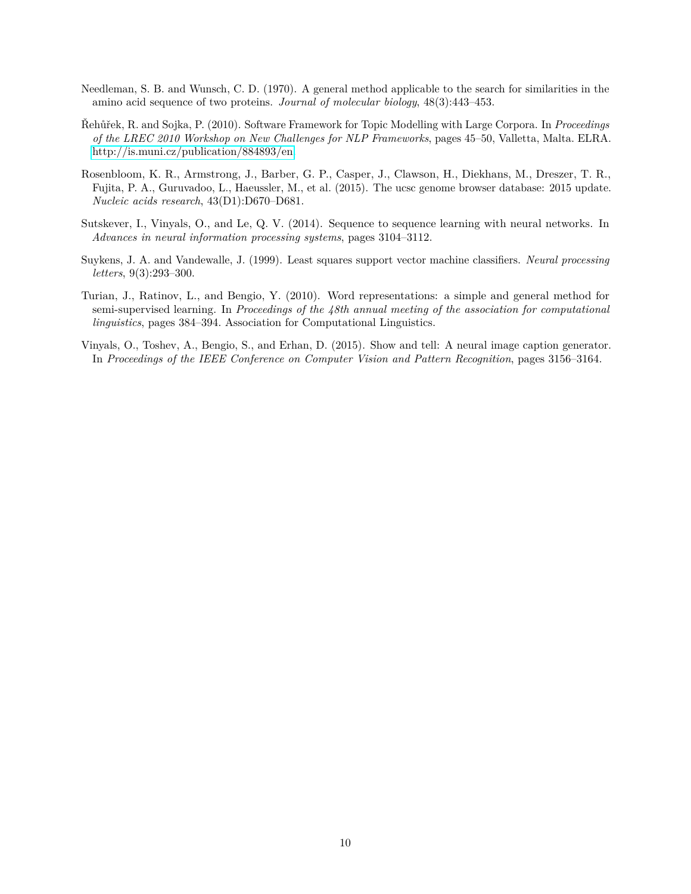Needleman, S. B. and Wunsch, C. D. (1970). A general method applicable to the search for similarities in the amino acid sequence of two proteins. *Journal of molecular biology*, 48(3):443–453.

Řehůřek, R. and Sojka, P. (2010). Software Framework for Topic Modelling with Large Corpora. In *Proceedings of the LREC 2010 Workshop on New Challenges for NLP Frameworks*, pages 45–50, Valletta, Malta. ELRA. http://is.muni.cz/publication/884893/en.

Rosenbloom, K. R., Armstrong, J., Barber, G. P., Casper, J., Clawson, H., Diekhans, M., Dreszer, T. R., Fujita, P. A., Guruvadoo, L., Haeussler, M., et al. (2015). The ucsc genome browser database: 2015 update. *Nucleic acids research*, 43(D1):D670–D681.

Sutskever, I., Vinyals, O., and Le, Q. V. (2014). Sequence to sequence learning with neural networks. In *Advances in neural information processing systems*, pages 3104–3112.

Suykens, J. A. and Vandewalle, J. (1999). Least squares support vector machine classifiers. *Neural processing letters*, 9(3):293–300.

Turian, J., Ratinov, L., and Bengio, Y. (2010). Word representations: a simple and general method for semi-supervised learning. In *Proceedings of the 48th annual meeting of the association for computational linguistics*, pages 384–394. Association for Computational Linguistics.

Vinyals, O., Toshev, A., Bengio, S., and Erhan, D. (2015). Show and tell: A neural image caption generator. In *Proceedings of the IEEE Conference on Computer Vision and Pattern Recognition*, pages 3156–3164.